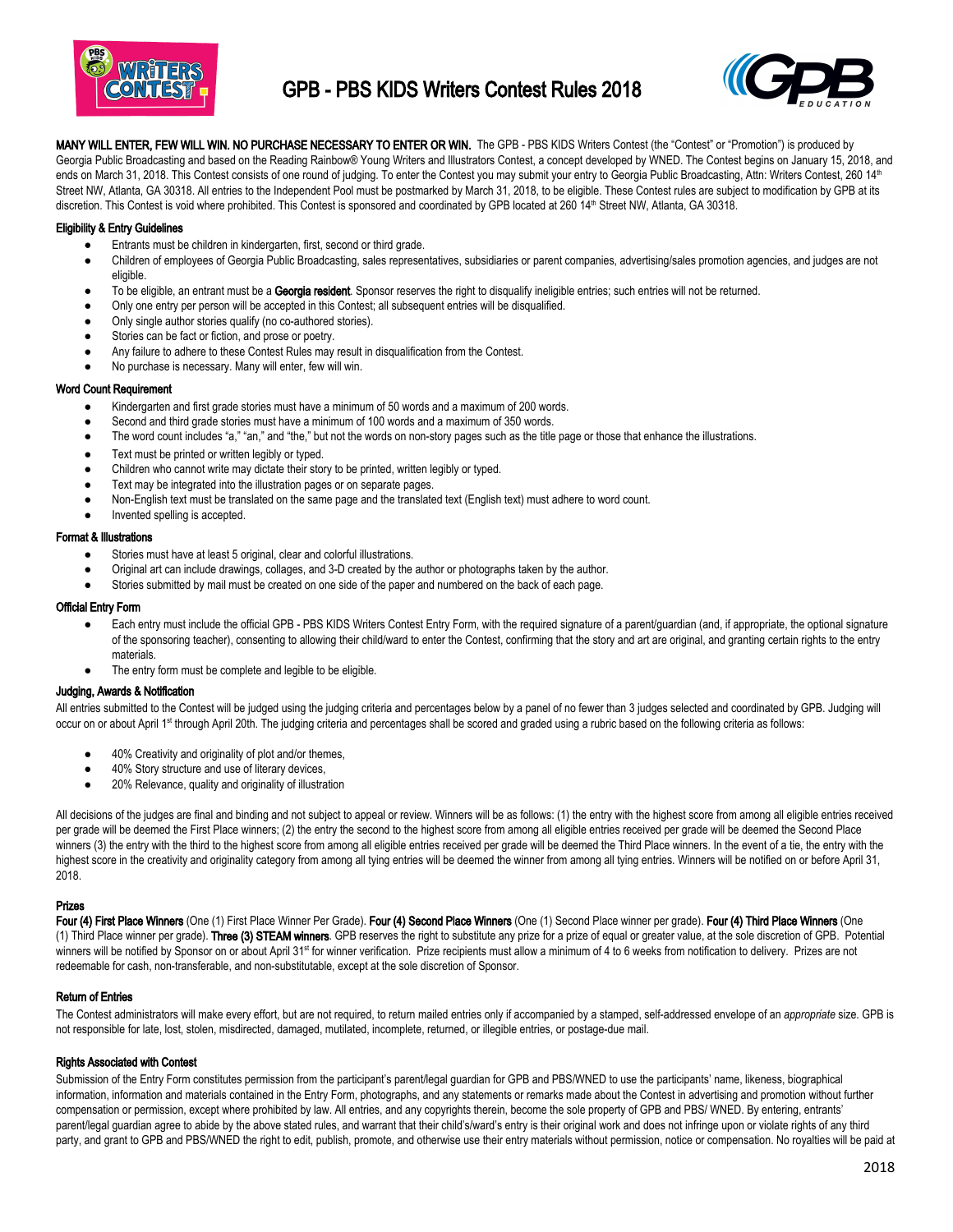# GPB - PBS KIDS Writers Contest Rules 2018

**MANY WILL ENTER, FEW WILL WIN. NO PURCHASE NECESSARY TO ENTER OR WIN.** The GPB - PBS KIDS Writers Contest (the "Contest" or "Promotion") is produced by Georgia Public Broadcasting and based on the Reading Rainbow® Young Writers and Illustrators Contest, a concept developed by WNED. The Contest begins on January 15, 2018, and ends on March 31, 2018. This Contest consists of one round of judging. To enter the Contest you may submit your entry to Georgia Public Broadcasting, Attn: Writers Contest, 260 14th Street NW, Atlanta, GA 30318. All entries to the Independent Pool must be postmarked by March 31, 2018, to be eligible. These Contest rules are subject to modification by GPB at its discretion. This Contest is void where prohibited. This Contest is sponsored and coordinated by GPB located at 260 14th Street NW, Atlanta, GA 30318.

### Eligibility & Entry Guidelines

- Entrants must be children in kindergarten, first, second or third grade.
- Children of employees of Georgia Public Broadcasting, sales representatives, subsidiaries or parent companies, advertising/sales promotion agencies, and judges are not eligible.
- To be eligible, an entrant must be a **Georgia resident**. Sponsor reserves the right to disqualify ineligible entries; such entries will not be returned.
- Only one entry per person will be accepted in this Contest; all subsequent entries will be disqualified.
- Only single author stories qualify (no co-authored stories).
- Stories can be fact or fiction, and prose or poetry.
- Any failure to adhere to these Contest Rules may result in disqualification from the Contest.
- No purchase is necessary. Many will enter, few will win.

### Word Count Requirement

- Kindergarten and first grade stories must have a minimum of 50 words and a maximum of 200 words.
- Second and third grade stories must have a minimum of 100 words and a maximum of 350 words.
- The word count includes "a," "an," and "the," but not the words on non-story pages such as the title page or those that enhance the illustrations.
- Text must be printed or written legibly or typed.
- Children who cannot write may dictate their story to be printed, written legibly or typed.
- Text may be integrated into the illustration pages or on separate pages.
- Non-English text must be translated on the same page and the translated text (English text) must adhere to word count.
- Invented spelling is accepted.

### Format & Illustrations

- Stories must have at least 5 original, clear and colorful illustrations.
- Original art can include drawings, collages, and 3-D created by the author or photographs taken by the author.
- Stories submitted by mail must be created on one side of the paper and numbered on the back of each page.

### Official Entry Form

- Each entry must include the official GPB - PBS KIDS Writers Contest Entry Form, with the required signature of a parent/guardian (and, if appropriate, the optional signature of the sponsoring teacher), consenting to allowing their child/ward to enter the Contest, confirming that the story and art are original, and granting certain rights to the entry materials.
- The entry form must be complete and legible to be eligible.

### Judging, Awards & Notification

All entries submitted to the Contest will be judged using the judging criteria and percentages below by a panel of no fewer than 3 judges selected and coordinated by GPB. Judging will occur on or about April 1st through April 20th. The judging criteria and percentages shall be scored and graded using a rubric based on the following criteria as follows:

- 40% Creativity and originality of plot and/or themes,
- 40% Story structure and use of literary devices,
- 20% Relevance, quality and originality of illustration

All decisions of the judges are final and binding and not subject to appeal or review. Winners will be as follows: (1) the entry with the highest score from among all eligible entries received per grade will be deemed the First Place winners; (2) the entry with the second to the highest score from among all eligible entries received per grade will be deemed the Second Place winners (3) the entry with the third to the highest score from among all eligible entries received per grade will be deemed the Third Place winners. In the event of a tie, the entry with the highest score in the creativity and originality category from among all tying entries will be deemed the winner from among all tying entries. Winners will be notified on or before April 31, 2018.

### Prizes

**Four (4) First Place Winners** (One (1) First Place Winner Per Grade). **Four (4) Second Place Winners** (One (1) Second Place winner per grade). **Four (4) Third Place Winners** (One (1) Third Place winner per grade). **Three (3) STEAM winners**. GPB reserves the right to substitute any prize for a prize of equal or greater value, at the sole discretion of GPB. Potential winners will be notified by Sponsor on or about April 31st for winner verification. Prize recipients must allow a minimum of 4 to 6 weeks from notification to delivery. Prizes are not redeemable for cash, non-transferable, and non-substitutable, except at the sole discretion of Sponsor.

### Return of Entries

The Contest administrators will make every effort, but are not required, to return mailed entries only if accompanied by a stamped, self-addressed envelope of an *appropriate* size. GPB is not responsible for late, lost, stolen, misdirected, damaged, mutilated, incomplete, returned, or illegible entries, or postage-due mail.

### Rights Associated with Contest

Submission of the Entry Form constitutes permission from the participant's parent/legal guardian for GPB and PBS/WNED to use the participants' name, likeness, biographical information, information and materials contained in the Entry Form, photographs, and any statements or remarks made about the Contest in advertising and promotion without further compensation or permission, except where prohibited by law. All entries, and any copyrights therein, become the sole property of GPB and PBS/ WNED. By entering, entrants' parent/legal guardian agree to abide by the above stated rules, and warrant that their child's/ward's entry is their original work and does not infringe upon or violate rights of any third party, and grant to GPB and PBS/WNED the right to edit, publish, promote, and otherwise use their entry materials without permission, notice or compensation. No royalties will be paid at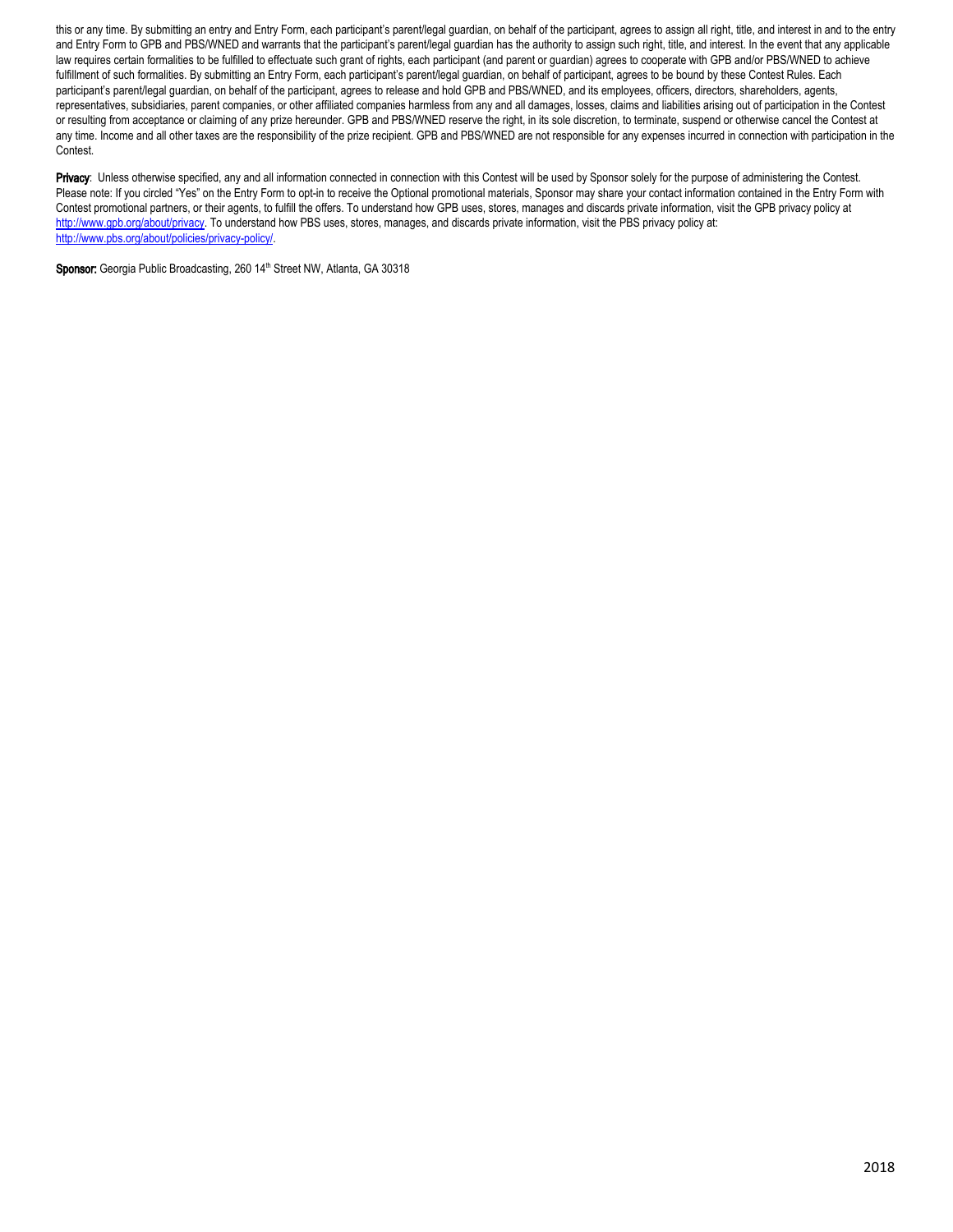this or any time. By submitting an entry and Entry Form, each participant's parent/legal guardian, on behalf of the participant, agrees to assign all right, title, and interest in and to the entry and Entry Form to GPB and PBS/WNED and warrants that the participant's parent/legal guardian has the authority to assign such right, title, and interest. In the event that any applicable law requires certain formalities to be fulfilled to effectuate such grant of rights, each participant (and parent or guardian) agrees to cooperate with GPB and/or PBS/WNED to achieve fulfillment of such formalities. By submitting an Entry Form, each participant's parent/legal guardian, on behalf of participant, agrees to be bound by these Contest Rules. Each participant's parent/legal guardian, on behalf of the participant, agrees to release and hold GPB and PBS/WNED, and its employees, officers, directors, shareholders, agents, representatives, subsidiaries, parent companies, or other affiliated companies harmless from any and all damages, losses, claims and liabilities arising out of participation in the Contest or resulting from acceptance or claiming of any prize hereunder. GPB and PBS/WNED reserve the right, in its sole discretion, to terminate, suspend or otherwise cancel the Contest at any time. Income and all other taxes are the responsibility of the prize recipient. GPB and PBS/WNED are not responsible for any expenses incurred in connection with participation in the Contest.

**Privacy**: Unless otherwise specified, any and all information connected in connection with this Contest will be used by Sponsor solely for the purpose of administering the Contest. Please note: If you circled "Yes" on the Entry Form to opt-in to receive the Optional promotional materials, Sponsor may share your contact information contained in the Entry Form with Contest promotional partners, or their agents, to fulfill the offers. To understand how GPB uses, stores, manages and discards private information, visit the GPB privacy policy at http://www.gpb.org/about/privacy. To understand how PBS uses, stores, manages, and discards private information, visit the PBS privacy policy at: http://www.pbs.org/about/policies/privacy-policy/.

**Sponsor:** Georgia Public Broadcasting, 260 14th Street NW, Atlanta, GA 30318

2018